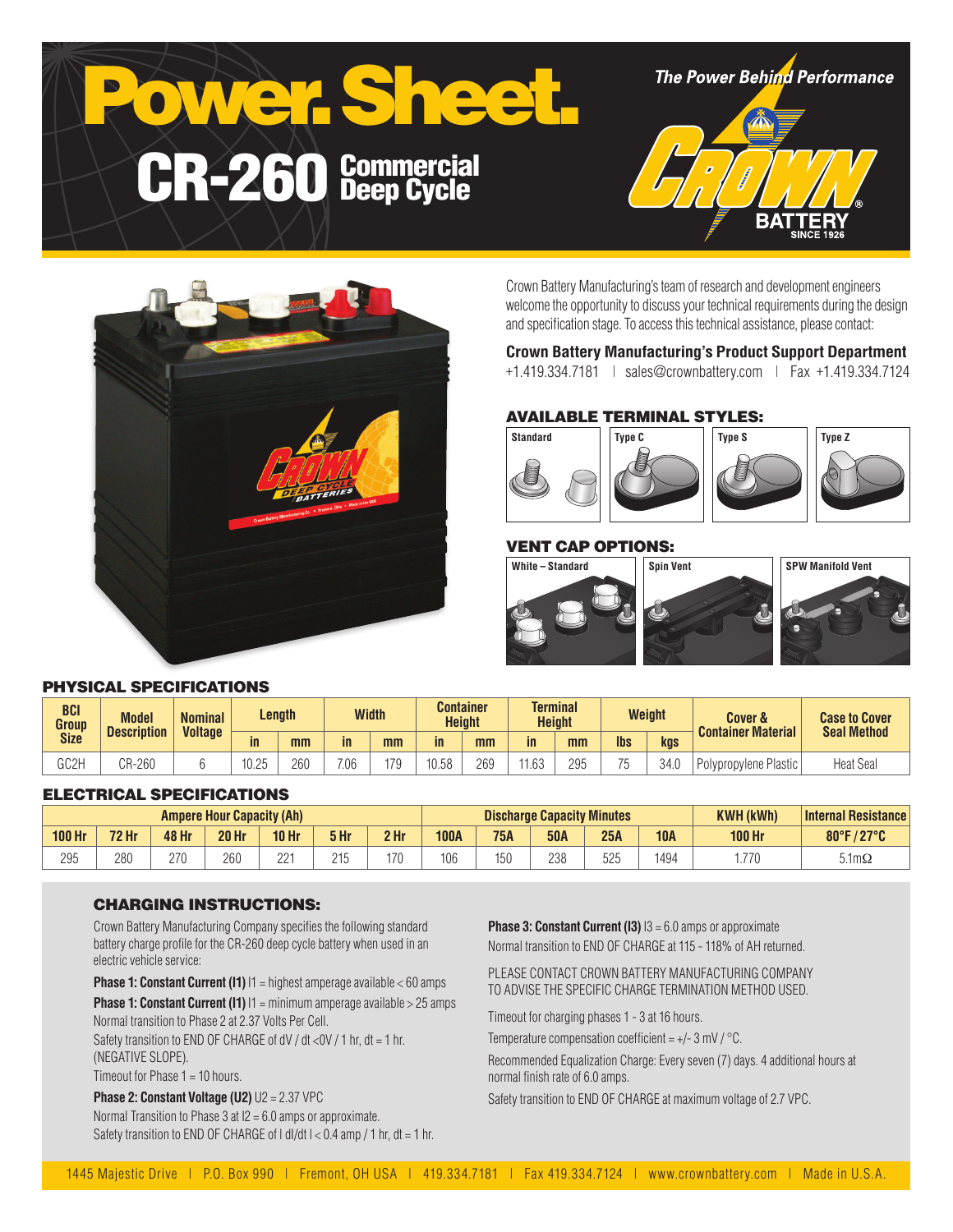# Power. Sheet.

## CR-260 Commercial Deep Cycle

The Power Behind Performance

CROWN BATTERY SINCE 1926

Crown Battery Manufacturing's team of research and development engineers welcome the opportunity to discuss your technical requirements during the design and specification stage. To access this technical assistance, please contact:

**Crown Battery Manufacturing's Product Support Department**
+1.419.334.7181 | sales@crownbattery.com | Fax +1.419.334.7124

### AVAILABLE TERMINAL STYLES:

Standard | Type C | Type S | Type Z

### VENT CAP OPTIONS:

White – Standard | Spin Vent | SPW Manifold Vent

### PHYSICAL SPECIFICATIONS

| BCI Group Size | Model Description | Nominal Voltage | Length | | Width | | Container Height | | Terminal Height | | Weight | | Cover & Container Material | Case to Cover Seal Method |
|---|---|---|---|---|---|---|---|---|---|---|---|---|---|---|
| | | | in | mm | in | mm | in | mm | in | mm | lbs | kgs | | |
| GC2H | CR-260 | 6 | 10.25 | 260 | 7.06 | 179 | 10.58 | 269 | 11.63 | 295 | 75 | 34.0 | Polypropylene Plastic | Heat Seal |

### ELECTRICAL SPECIFICATIONS

| Ampere Hour Capacity (Ah) | | | | | | | Discharge Capacity Minutes | | | | | KWH (kWh) | Internal Resistance |
|---|---|---|---|---|---|---|---|---|---|---|---|---|---|
| 100 Hr | 72 Hr | 48 Hr | 20 Hr | 10 Hr | 5 Hr | 2 Hr | 100A | 75A | 50A | 25A | 10A | 100 Hr | 80°F / 27°C |
| 295 | 280 | 270 | 260 | 221 | 215 | 170 | 106 | 150 | 238 | 525 | 1494 | 1.770 | 5.1mΩ |

### CHARGING INSTRUCTIONS:

Crown Battery Manufacturing Company specifies the following standard battery charge profile for the CR-260 deep cycle battery when used in an electric vehicle service:

**Phase 1: Constant Current (I1)** I1 = highest amperage available < 60 amps

**Phase 1: Constant Current (I1)** I1 = minimum amperage available > 25 amps

Normal transition to Phase 2 at 2.37 Volts Per Cell.

Safety transition to END OF CHARGE of dV / dt <0V / 1 hr, dt = 1 hr. (NEGATIVE SLOPE).

Timeout for Phase 1 = 10 hours.

**Phase 2: Constant Voltage (U2)** U2 = 2.37 VPC

Normal Transition to Phase 3 at I2 = 6.0 amps or approximate.

Safety transition to END OF CHARGE of I dI/dt I < 0.4 amp / 1 hr, dt = 1 hr.

**Phase 3: Constant Current (I3)** I3 = 6.0 amps or approximate

Normal transition to END OF CHARGE at 115 - 118% of AH returned.

PLEASE CONTACT CROWN BATTERY MANUFACTURING COMPANY TO ADVISE THE SPECIFIC CHARGE TERMINATION METHOD USED.

Timeout for charging phases 1 - 3 at 16 hours.

Temperature compensation coefficient = +/- 3 mV / °C.

Recommended Equalization Charge: Every seven (7) days. 4 additional hours at normal finish rate of 6.0 amps.

Safety transition to END OF CHARGE at maximum voltage of 2.7 VPC.

1445 Majestic Drive | P.O. Box 990 | Fremont, OH USA | 419.334.7181 | Fax 419.334.7124 | www.crownbattery.com | Made in U.S.A.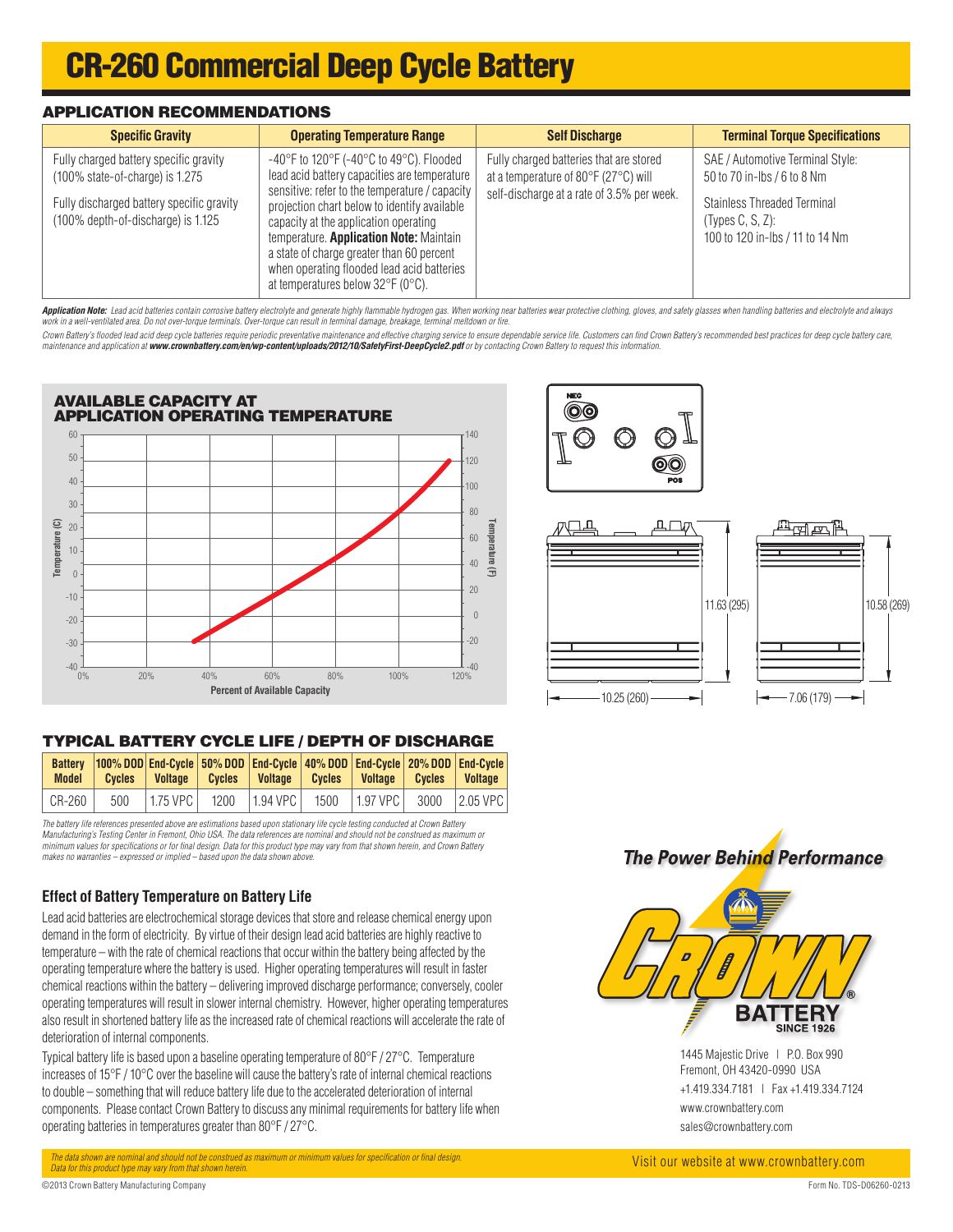# CR-260 Commercial Deep Cycle Battery

## APPLICATION RECOMMENDATIONS

| Specific Gravity | Operating Temperature Range | Self Discharge | Terminal Torque Specifications |
|---|---|---|---|
| Fully charged battery specific gravity (100% state-of-charge) is 1.275<br><br>Fully discharged battery specific gravity (100% depth-of-discharge) is 1.125 | -40°F to 120°F (-40°C to 49°C). Flooded lead acid battery capacities are temperature sensitive: refer to the temperature / capacity projection chart below to identify available capacity at the application operating temperature. **Application Note:** Maintain a state of charge greater than 60 percent when operating flooded lead acid batteries at temperatures below 32°F (0°C). | Fully charged batteries that are stored at a temperature of 80°F (27°C) will self-discharge at a rate of 3.5% per week. | SAE / Automotive Terminal Style: 50 to 70 in-lbs / 6 to 8 Nm<br><br>Stainless Threaded Terminal (Types C, S, Z): 100 to 120 in-lbs / 11 to 14 Nm |

***Application Note:*** *Lead acid batteries contain corrosive battery electrolyte and generate highly flammable hydrogen gas. When working near batteries wear protective clothing, gloves, and safety glasses when handling batteries and electrolyte and always work in a well-ventilated area. Do not over-torque terminals. Over-torque can result in terminal damage, breakage, terminal meltdown or fire.*

*Crown Battery's flooded lead acid deep cycle batteries require periodic preventative maintenance and effective charging service to ensure dependable service life. Customers can find Crown Battery's recommended best practices for deep cycle battery care, maintenance and application at* ***www.crownbattery.com/en/wp-content/uploads/2012/10/SafetyFirst-DeepCycle2.pdf*** *or by contacting Crown Battery to request this information.*

## AVAILABLE CAPACITY AT APPLICATION OPERATING TEMPERATURE

Temperature (C): 60, 50, 40, 30, 20, 10, 0, -10, -20, -30, -40

Temperature (F): 140, 120, 100, 80, 60, 40, 20, 0, -20, -40

Percent of Available Capacity: 0%, 20%, 40%, 60%, 80%, 100%, 120%

NEG

POS

11.63 (295)

10.58 (269)

10.25 (260)

7.06 (179)

## TYPICAL BATTERY CYCLE LIFE / DEPTH OF DISCHARGE

| Battery Model | 100% DOD Cycles | End-Cycle Voltage | 50% DOD Cycles | End-Cycle Voltage | 40% DOD Cycles | End-Cycle Voltage | 20% DOD Cycles | End-Cycle Voltage |
|---|---|---|---|---|---|---|---|---|
| CR-260 | 500 | 1.75 VPC | 1200 | 1.94 VPC | 1500 | 1.97 VPC | 3000 | 2.05 VPC |

*The battery life references presented above are estimations based upon stationary life cycle testing conducted at Crown Battery Manufacturing's Testing Center in Fremont, Ohio USA. The data references are nominal and should not be construed as maximum or minimum values for specifications or for final design. Data for this product type may vary from that shown herein, and Crown Battery makes no warranties – expressed or implied – based upon the data shown above.*

### Effect of Battery Temperature on Battery Life

Lead acid batteries are electrochemical storage devices that store and release chemical energy upon demand in the form of electricity. By virtue of their design lead acid batteries are highly reactive to temperature – with the rate of chemical reactions that occur within the battery being affected by the operating temperature where the battery is used. Higher operating temperatures will result in faster chemical reactions within the battery – delivering improved discharge performance; conversely, cooler operating temperatures will result in slower internal chemistry. However, higher operating temperatures also result in shortened battery life as the increased rate of chemical reactions will accelerate the rate of deterioration of internal components.

Typical battery life is based upon a baseline operating temperature of 80°F / 27°C. Temperature increases of 15°F / 10°C over the baseline will cause the battery's rate of internal chemical reactions to double – something that will reduce battery life due to the accelerated deterioration of internal components. Please contact Crown Battery to discuss any minimal requirements for battery life when operating batteries in temperatures greater than 80°F / 27°C.

*The Power Behind Performance*

CROWN BATTERY SINCE 1926

1445 Majestic Drive | P.O. Box 990
Fremont, OH 43420-0990 USA
+1.419.334.7181 | Fax +1.419.334.7124
www.crownbattery.com
sales@crownbattery.com

*The data shown are nominal and should not be construed as maximum or minimum values for specification or final design. Data for this product type may vary from that shown herein.*

Visit our website at www.crownbattery.com

©2013 Crown Battery Manufacturing Company

Form No. TDS-D06260-0213